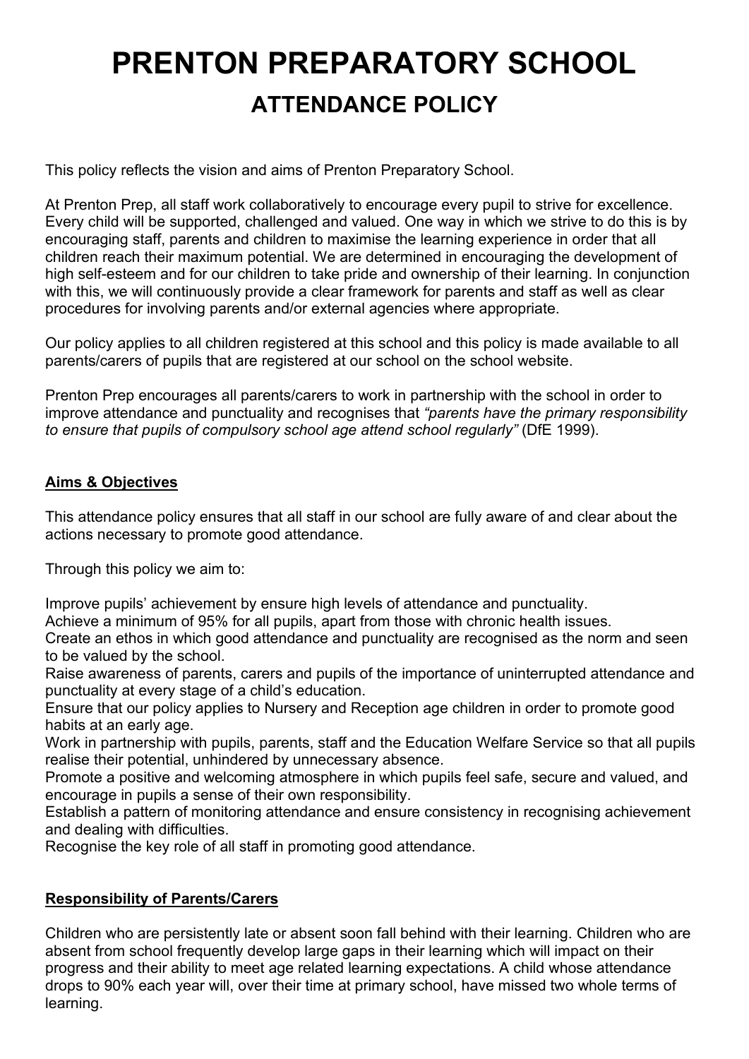# PRENTON PREPARATORY SCHOOL

## ATTENDANCE POLICY

This policy reflects the vision and aims of Prenton Preparatory School.

At Prenton Prep, all staff work collaboratively to encourage every pupil to strive for excellence. Every child will be supported, challenged and valued. One way in which we strive to do this is by encouraging staff, parents and children to maximise the learning experience in order that all children reach their maximum potential. We are determined in encouraging the development of high self-esteem and for our children to take pride and ownership of their learning. In conjunction with this, we will continuously provide a clear framework for parents and staff as well as clear procedures for involving parents and/or external agencies where appropriate.

Our policy applies to all children registered at this school and this policy is made available to all parents/carers of pupils that are registered at our school on the school website.

Prenton Prep encourages all parents/carers to work in partnership with the school in order to improve attendance and punctuality and recognises that *"parents have the primary responsibility to ensure that pupils of compulsory school age attend school regularly"* (DfE 1999).

**Aims & Objectives**

This attendance policy ensures that all staff in our school are fully aware of and clear about the actions necessary to promote good attendance.

Through this policy we aim to:

Improve pupils' achievement by ensure high levels of attendance and punctuality.
Achieve a minimum of 95% for all pupils, apart from those with chronic health issues.
Create an ethos in which good attendance and punctuality are recognised as the norm and seen to be valued by the school.
Raise awareness of parents, carers and pupils of the importance of uninterrupted attendance and punctuality at every stage of a child's education.
Ensure that our policy applies to Nursery and Reception age children in order to promote good habits at an early age.
Work in partnership with pupils, parents, staff and the Education Welfare Service so that all pupils realise their potential, unhindered by unnecessary absence.
Promote a positive and welcoming atmosphere in which pupils feel safe, secure and valued, and encourage in pupils a sense of their own responsibility.
Establish a pattern of monitoring attendance and ensure consistency in recognising achievement and dealing with difficulties.
Recognise the key role of all staff in promoting good attendance.

**Responsibility of Parents/Carers**

Children who are persistently late or absent soon fall behind with their learning. Children who are absent from school frequently develop large gaps in their learning which will impact on their progress and their ability to meet age related learning expectations. A child whose attendance drops to 90% each year will, over their time at primary school, have missed two whole terms of learning.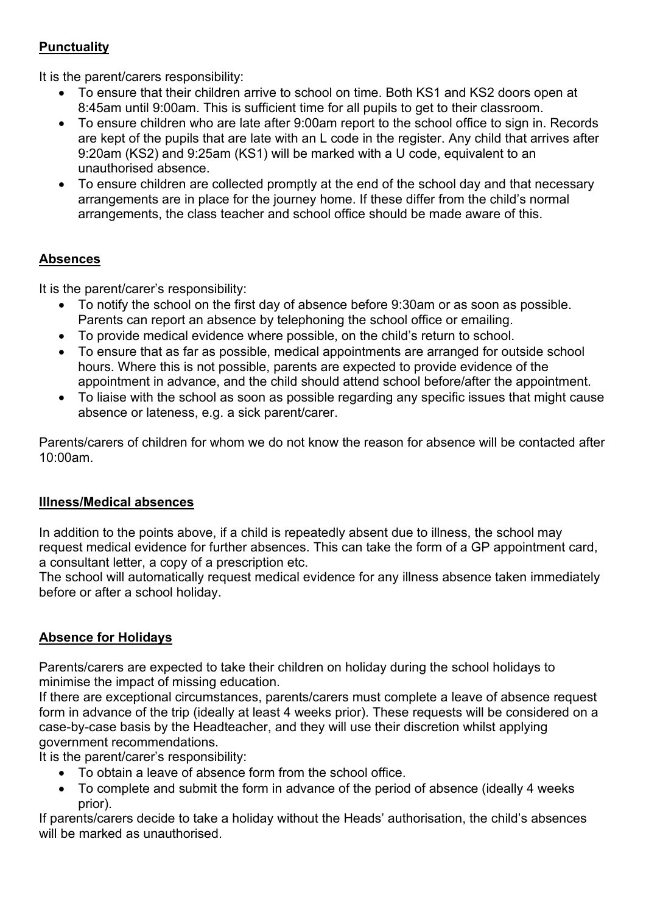**Punctuality**

It is the parent/carers responsibility:

- To ensure that their children arrive to school on time. Both KS1 and KS2 doors open at 8:45am until 9:00am. This is sufficient time for all pupils to get to their classroom.
- To ensure children who are late after 9:00am report to the school office to sign in. Records are kept of the pupils that are late with an L code in the register. Any child that arrives after 9:20am (KS2) and 9:25am (KS1) will be marked with a U code, equivalent to an unauthorised absence.
- To ensure children are collected promptly at the end of the school day and that necessary arrangements are in place for the journey home. If these differ from the child's normal arrangements, the class teacher and school office should be made aware of this.

**Absences**

It is the parent/carer's responsibility:

- To notify the school on the first day of absence before 9:30am or as soon as possible. Parents can report an absence by telephoning the school office or emailing.
- To provide medical evidence where possible, on the child's return to school.
- To ensure that as far as possible, medical appointments are arranged for outside school hours. Where this is not possible, parents are expected to provide evidence of the appointment in advance, and the child should attend school before/after the appointment.
- To liaise with the school as soon as possible regarding any specific issues that might cause absence or lateness, e.g. a sick parent/carer.

Parents/carers of children for whom we do not know the reason for absence will be contacted after 10:00am.

**Illness/Medical absences**

In addition to the points above, if a child is repeatedly absent due to illness, the school may request medical evidence for further absences. This can take the form of a GP appointment card, a consultant letter, a copy of a prescription etc.
The school will automatically request medical evidence for any illness absence taken immediately before or after a school holiday.

**Absence for Holidays**

Parents/carers are expected to take their children on holiday during the school holidays to minimise the impact of missing education.
If there are exceptional circumstances, parents/carers must complete a leave of absence request form in advance of the trip (ideally at least 4 weeks prior). These requests will be considered on a case-by-case basis by the Headteacher, and they will use their discretion whilst applying government recommendations.
It is the parent/carer's responsibility:

- To obtain a leave of absence form from the school office.
- To complete and submit the form in advance of the period of absence (ideally 4 weeks prior).

If parents/carers decide to take a holiday without the Heads' authorisation, the child's absences will be marked as unauthorised.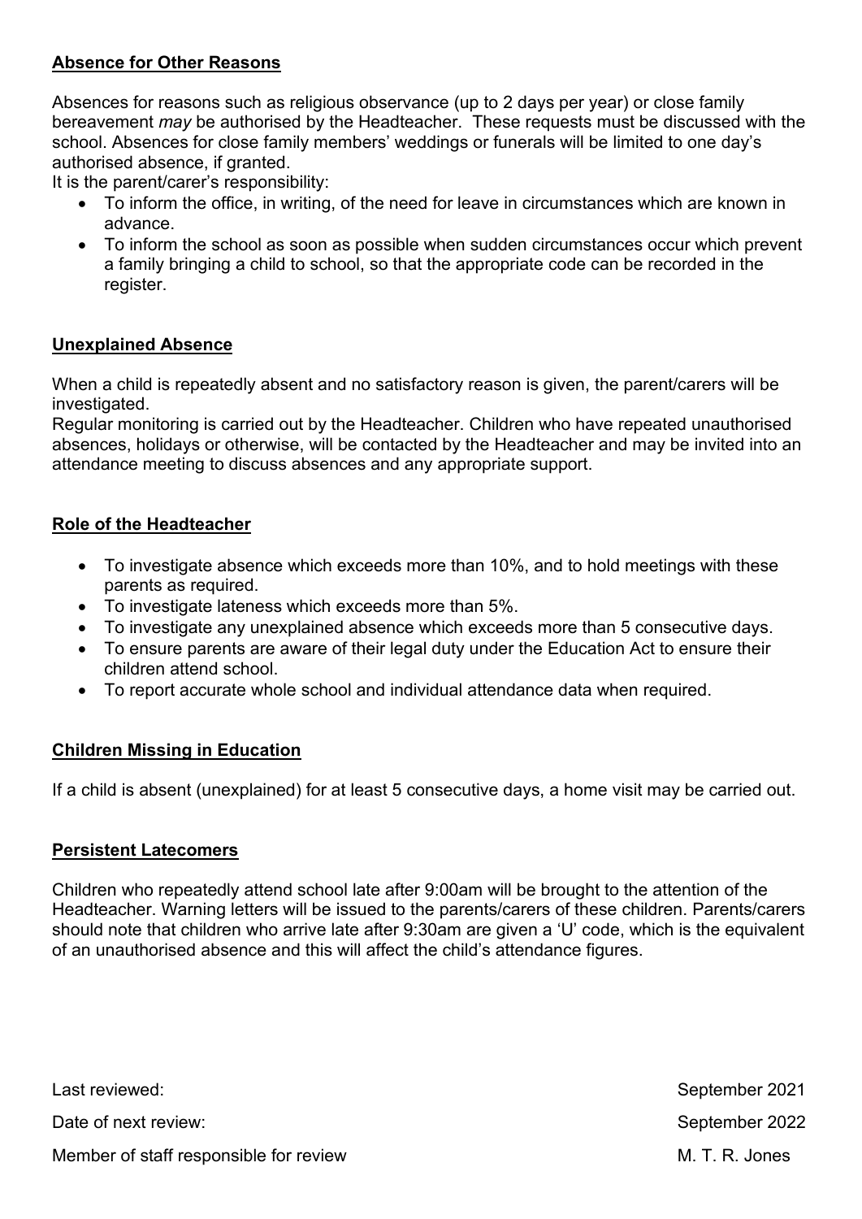**Absence for Other Reasons**

Absences for reasons such as religious observance (up to 2 days per year) or close family bereavement *may* be authorised by the Headteacher. These requests must be discussed with the school. Absences for close family members' weddings or funerals will be limited to one day's authorised absence, if granted.

It is the parent/carer's responsibility:

- To inform the office, in writing, of the need for leave in circumstances which are known in advance.
- To inform the school as soon as possible when sudden circumstances occur which prevent a family bringing a child to school, so that the appropriate code can be recorded in the register.

**Unexplained Absence**

When a child is repeatedly absent and no satisfactory reason is given, the parent/carers will be investigated.

Regular monitoring is carried out by the Headteacher. Children who have repeated unauthorised absences, holidays or otherwise, will be contacted by the Headteacher and may be invited into an attendance meeting to discuss absences and any appropriate support.

**Role of the Headteacher**

- To investigate absence which exceeds more than 10%, and to hold meetings with these parents as required.
- To investigate lateness which exceeds more than 5%.
- To investigate any unexplained absence which exceeds more than 5 consecutive days.
- To ensure parents are aware of their legal duty under the Education Act to ensure their children attend school.
- To report accurate whole school and individual attendance data when required.

**Children Missing in Education**

If a child is absent (unexplained) for at least 5 consecutive days, a home visit may be carried out.

**Persistent Latecomers**

Children who repeatedly attend school late after 9:00am will be brought to the attention of the Headteacher. Warning letters will be issued to the parents/carers of these children. Parents/carers should note that children who arrive late after 9:30am are given a 'U' code, which is the equivalent of an unauthorised absence and this will affect the child's attendance figures.

| | |
|---|---|
| Last reviewed: | September 2021 |
| Date of next review: | September 2022 |
| Member of staff responsible for review | M. T. R. Jones |